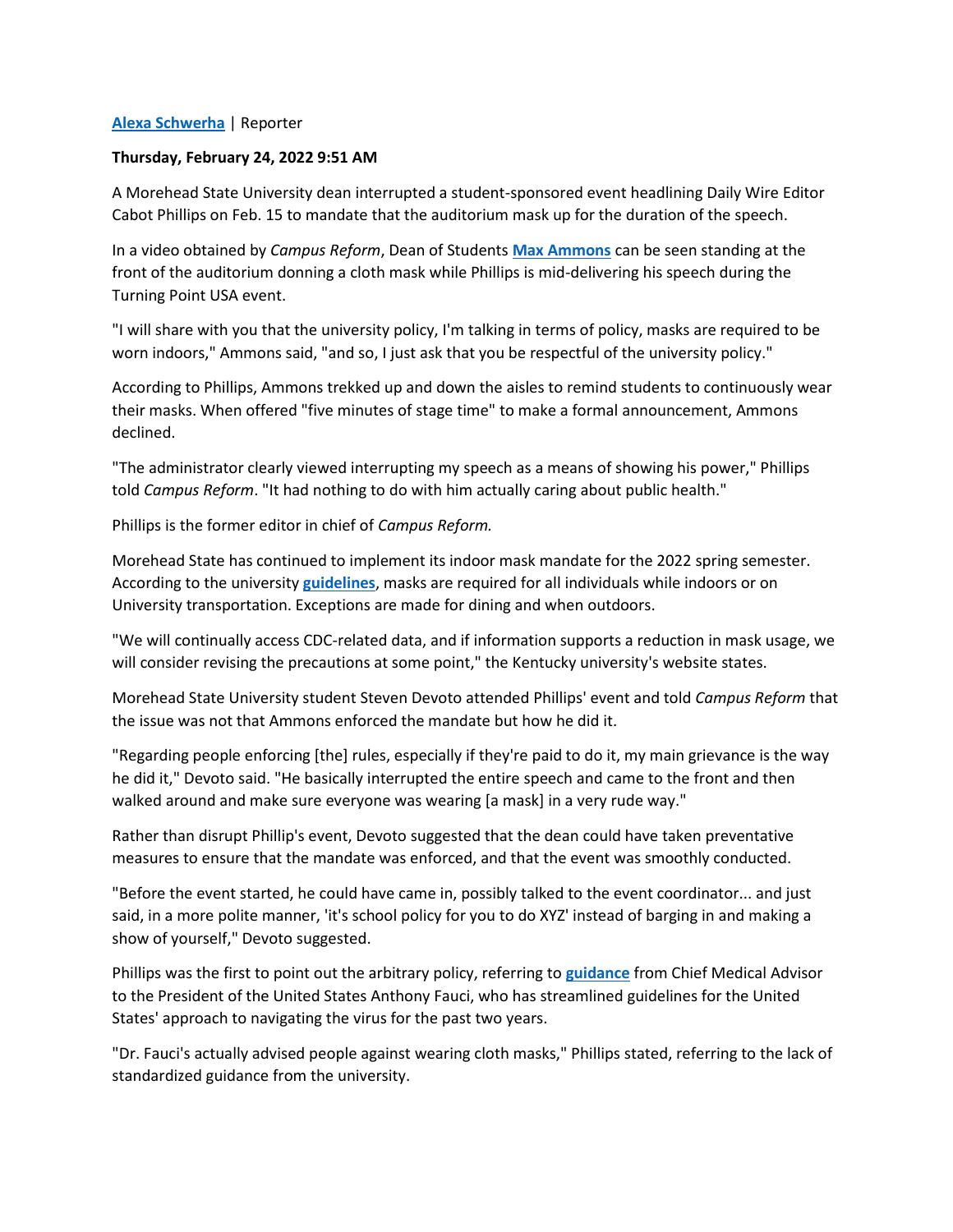**[Alexa Schwerha](#)** | Reporter

**Thursday, February 24, 2022 9:51 AM**

A Morehead State University dean interrupted a student-sponsored event headlining Daily Wire Editor Cabot Phillips on Feb. 15 to mandate that the auditorium mask up for the duration of the speech.

In a video obtained by *Campus Reform*, Dean of Students **[Max Ammons](#)** can be seen standing at the front of the auditorium donning a cloth mask while Phillips is mid-delivering his speech during the Turning Point USA event.

"I will share with you that the university policy, I'm talking in terms of policy, masks are required to be worn indoors," Ammons said, "and so, I just ask that you be respectful of the university policy."

According to Phillips, Ammons trekked up and down the aisles to remind students to continuously wear their masks. When offered "five minutes of stage time" to make a formal announcement, Ammons declined.

"The administrator clearly viewed interrupting my speech as a means of showing his power," Phillips told *Campus Reform*. "It had nothing to do with him actually caring about public health."

Phillips is the former editor in chief of *Campus Reform.*

Morehead State has continued to implement its indoor mask mandate for the 2022 spring semester. According to the university **[guidelines](#)**, masks are required for all individuals while indoors or on University transportation. Exceptions are made for dining and when outdoors.

"We will continually access CDC-related data, and if information supports a reduction in mask usage, we will consider revising the precautions at some point," the Kentucky university's website states.

Morehead State University student Steven Devoto attended Phillips' event and told *Campus Reform* that the issue was not that Ammons enforced the mandate but how he did it.

"Regarding people enforcing [the] rules, especially if they're paid to do it, my main grievance is the way he did it," Devoto said. "He basically interrupted the entire speech and came to the front and then walked around and make sure everyone was wearing [a mask] in a very rude way."

Rather than disrupt Phillip's event, Devoto suggested that the dean could have taken preventative measures to ensure that the mandate was enforced, and that the event was smoothly conducted.

"Before the event started, he could have came in, possibly talked to the event coordinator... and just said, in a more polite manner, 'it's school policy for you to do XYZ' instead of barging in and making a show of yourself," Devoto suggested.

Phillips was the first to point out the arbitrary policy, referring to **[guidance](#)** from Chief Medical Advisor to the President of the United States Anthony Fauci, who has streamlined guidelines for the United States' approach to navigating the virus for the past two years.

"Dr. Fauci's actually advised people against wearing cloth masks," Phillips stated, referring to the lack of standardized guidance from the university.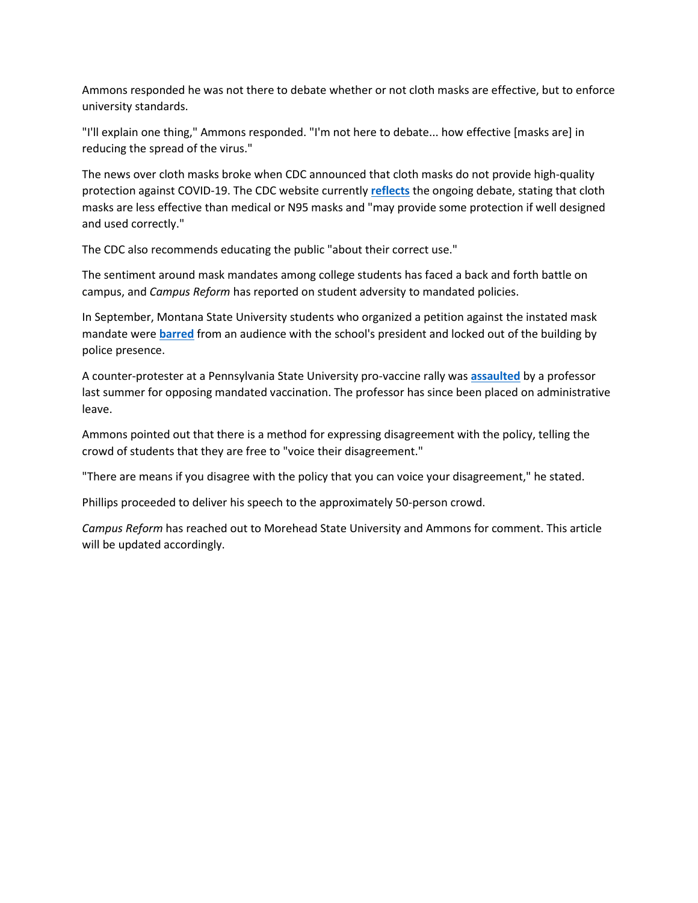Ammons responded he was not there to debate whether or not cloth masks are effective, but to enforce university standards.

"I'll explain one thing," Ammons responded. "I'm not here to debate... how effective [masks are] in reducing the spread of the virus."

The news over cloth masks broke when CDC announced that cloth masks do not provide high-quality protection against COVID-19. The CDC website currently **reflects** the ongoing debate, stating that cloth masks are less effective than medical or N95 masks and "may provide some protection if well designed and used correctly."

The CDC also recommends educating the public "about their correct use."

The sentiment around mask mandates among college students has faced a back and forth battle on campus, and *Campus Reform* has reported on student adversity to mandated policies.

In September, Montana State University students who organized a petition against the instated mask mandate were **barred** from an audience with the school's president and locked out of the building by police presence.

A counter-protester at a Pennsylvania State University pro-vaccine rally was **assaulted** by a professor last summer for opposing mandated vaccination. The professor has since been placed on administrative leave.

Ammons pointed out that there is a method for expressing disagreement with the policy, telling the crowd of students that they are free to "voice their disagreement."

"There are means if you disagree with the policy that you can voice your disagreement," he stated.

Phillips proceeded to deliver his speech to the approximately 50-person crowd.

*Campus Reform* has reached out to Morehead State University and Ammons for comment. This article will be updated accordingly.